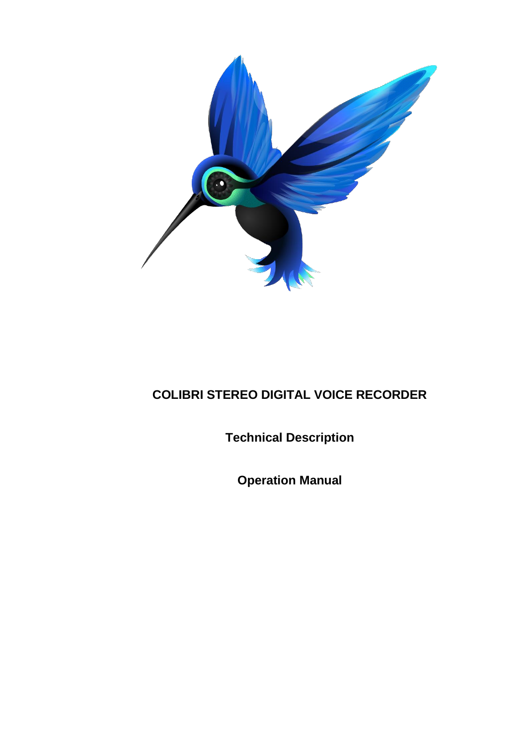# COLIBRI STEREO DIGITAL VOICE RECORDER

## Technical Description

## Operation Manual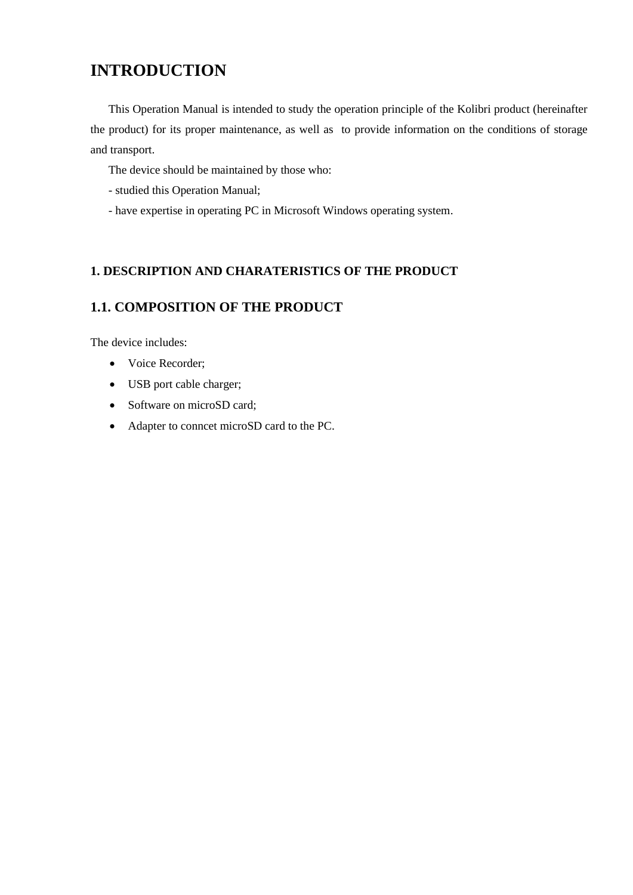# INTRODUCTION

This Operation Manual is intended to study the operation principle of the Kolibri product (hereinafter the product) for its proper maintenance, as well as to provide information on the conditions of storage and transport.

The device should be maintained by those who:

- studied this Operation Manual;
- have expertise in operating PC in Microsoft Windows operating system.

## 1. DESCRIPTION AND CHARATERISTICS OF THE PRODUCT

### 1.1. COMPOSITION OF THE PRODUCT

The device includes:

- Voice Recorder;
- USB port cable charger;
- Software on microSD card;
- Adapter to conncet microSD card to the PC.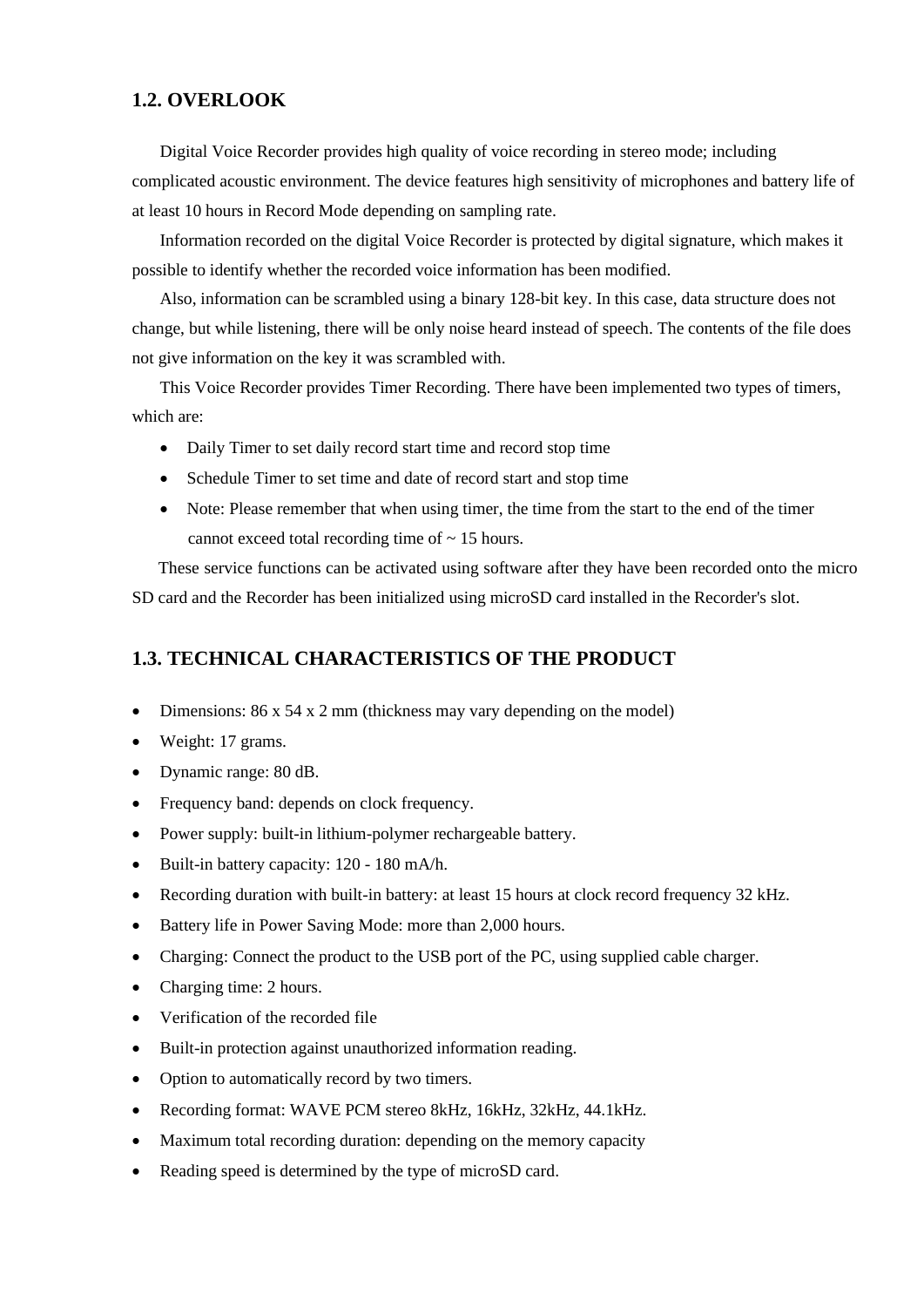## 1.2. OVERLOOK

Digital Voice Recorder provides high quality of voice recording in stereo mode; including complicated acoustic environment. The device features high sensitivity of microphones and battery life of at least 10 hours in Record Mode depending on sampling rate.

Information recorded on the digital Voice Recorder is protected by digital signature, which makes it possible to identify whether the recorded voice information has been modified.

Also, information can be scrambled using a binary 128-bit key. In this case, data structure does not change, but while listening, there will be only noise heard instead of speech. The contents of the file does not give information on the key it was scrambled with.

This Voice Recorder provides Timer Recording. There have been implemented two types of timers, which are:

- Daily Timer to set daily record start time and record stop time
- Schedule Timer to set time and date of record start and stop time
- Note: Please remember that when using timer, the time from the start to the end of the timer cannot exceed total recording time of ~ 15 hours.

These service functions can be activated using software after they have been recorded onto the micro SD card and the Recorder has been initialized using microSD card installed in the Recorder's slot.

## 1.3. TECHNICAL CHARACTERISTICS OF THE PRODUCT

- Dimensions: 86 x 54 x 2 mm (thickness may vary depending on the model)
- Weight: 17 grams.
- Dynamic range: 80 dB.
- Frequency band: depends on clock frequency.
- Power supply: built-in lithium-polymer rechargeable battery.
- Built-in battery capacity: 120 - 180 mA/h.
- Recording duration with built-in battery: at least 15 hours at clock record frequency 32 kHz.
- Battery life in Power Saving Mode: more than 2,000 hours.
- Charging: Connect the product to the USB port of the PC, using supplied cable charger.
- Charging time: 2 hours.
- Verification of the recorded file
- Built-in protection against unauthorized information reading.
- Option to automatically record by two timers.
- Recording format: WAVE PCM stereo 8kHz, 16kHz, 32kHz, 44.1kHz.
- Maximum total recording duration: depending on the memory capacity
- Reading speed is determined by the type of microSD card.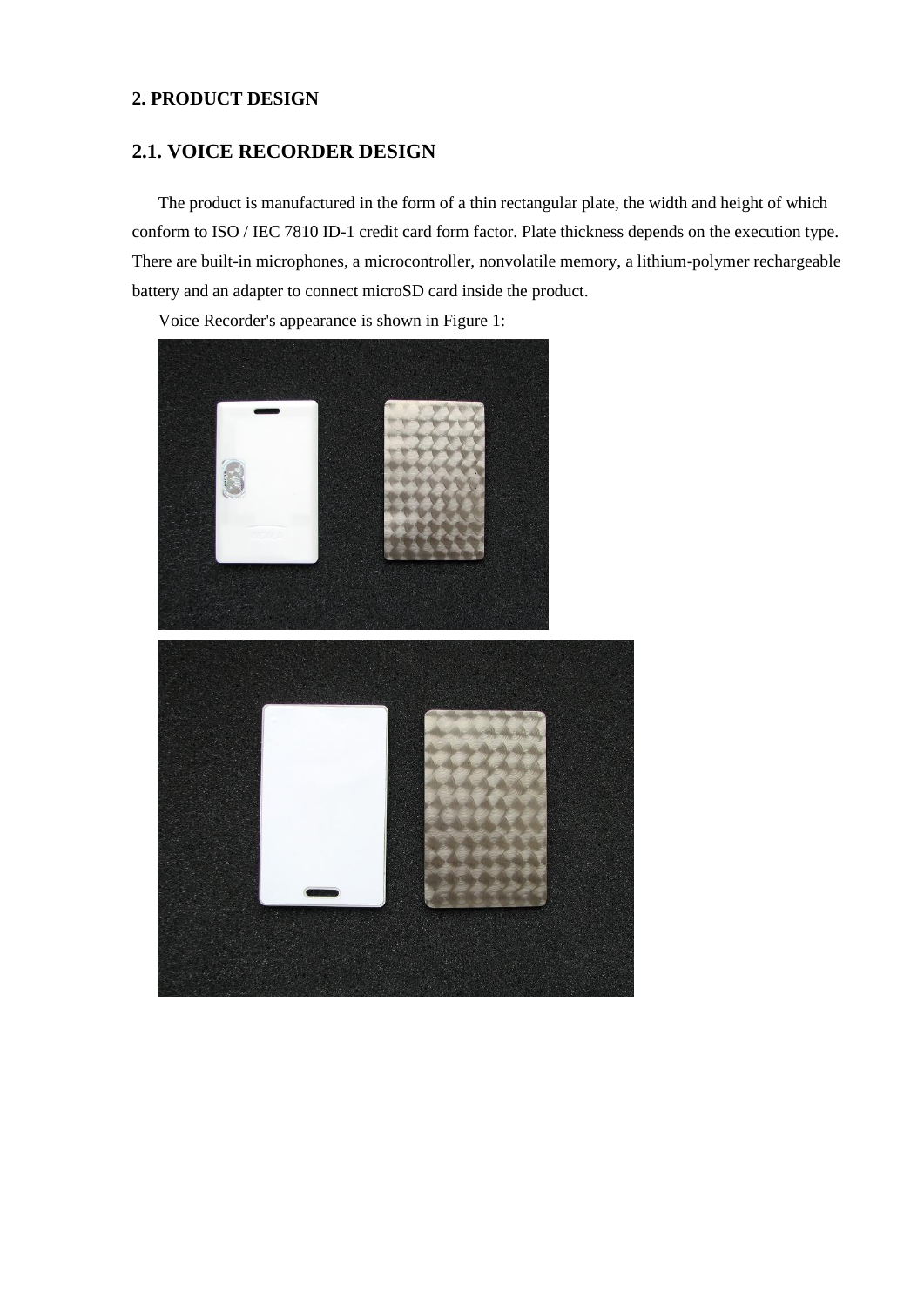## 2. PRODUCT DESIGN

## 2.1. VOICE RECORDER DESIGN

The product is manufactured in the form of a thin rectangular plate, the width and height of which conform to ISO / IEC 7810 ID-1 credit card form factor. Plate thickness depends on the execution type. There are built-in microphones, a microcontroller, nonvolatile memory, a lithium-polymer rechargeable battery and an adapter to connect microSD card inside the product.

Voice Recorder's appearance is shown in Figure 1: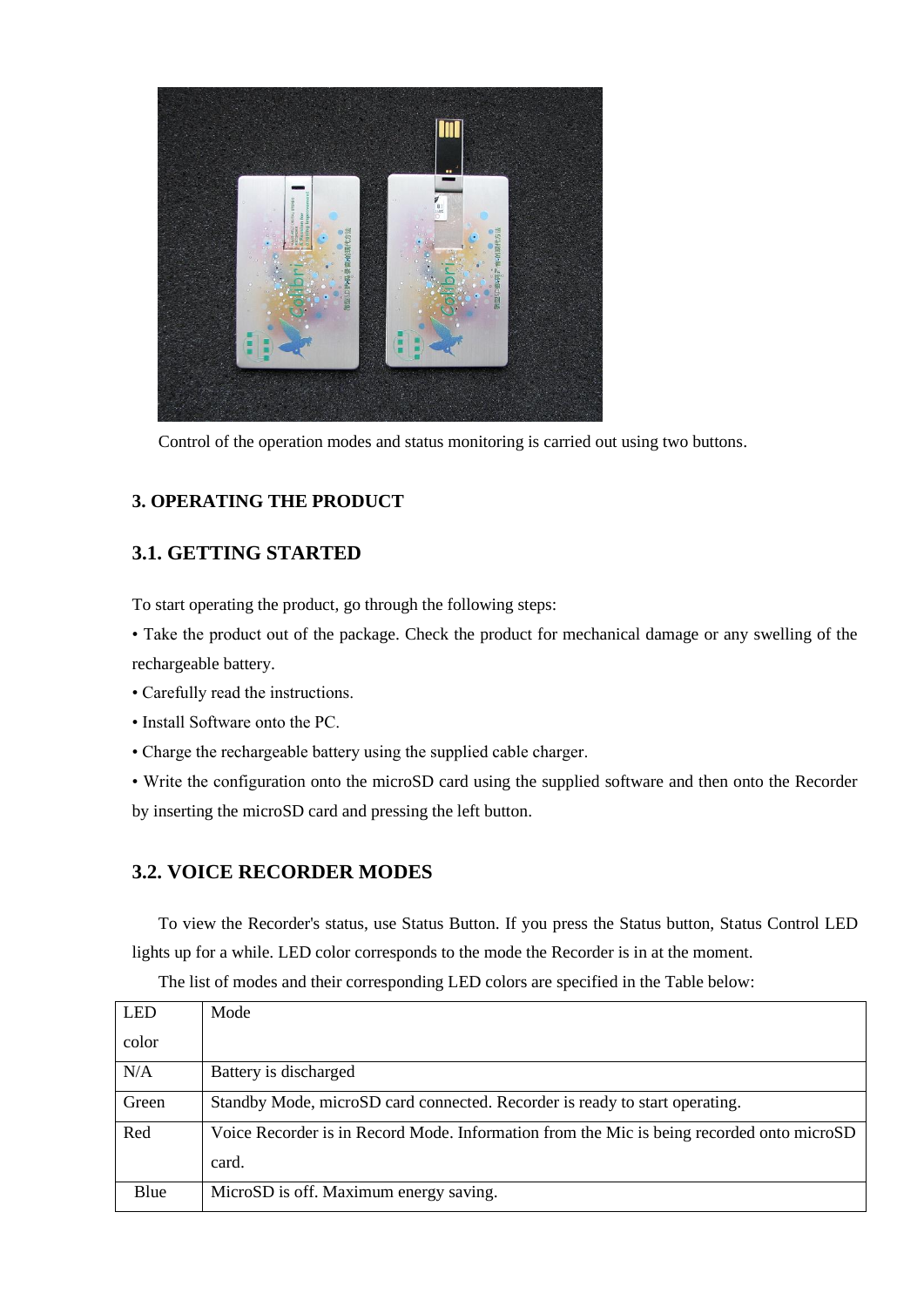Control of the operation modes and status monitoring is carried out using two buttons.

## 3. OPERATING THE PRODUCT

### 3.1. GETTING STARTED

To start operating the product, go through the following steps:

- Take the product out of the package. Check the product for mechanical damage or any swelling of the rechargeable battery.
- Carefully read the instructions.
- Install Software onto the PC.
- Charge the rechargeable battery using the supplied cable charger.
- Write the configuration onto the microSD card using the supplied software and then onto the Recorder by inserting the microSD card and pressing the left button.

### 3.2. VOICE RECORDER MODES

To view the Recorder's status, use Status Button. If you press the Status button, Status Control LED lights up for a while. LED color corresponds to the mode the Recorder is in at the moment.

The list of modes and their corresponding LED colors are specified in the Table below:

| LED color | Mode |
|---|---|
| N/A | Battery is discharged |
| Green | Standby Mode, microSD card connected. Recorder is ready to start operating. |
| Red | Voice Recorder is in Record Mode. Information from the Mic is being recorded onto microSD card. |
| Blue | MicroSD is off. Maximum energy saving. |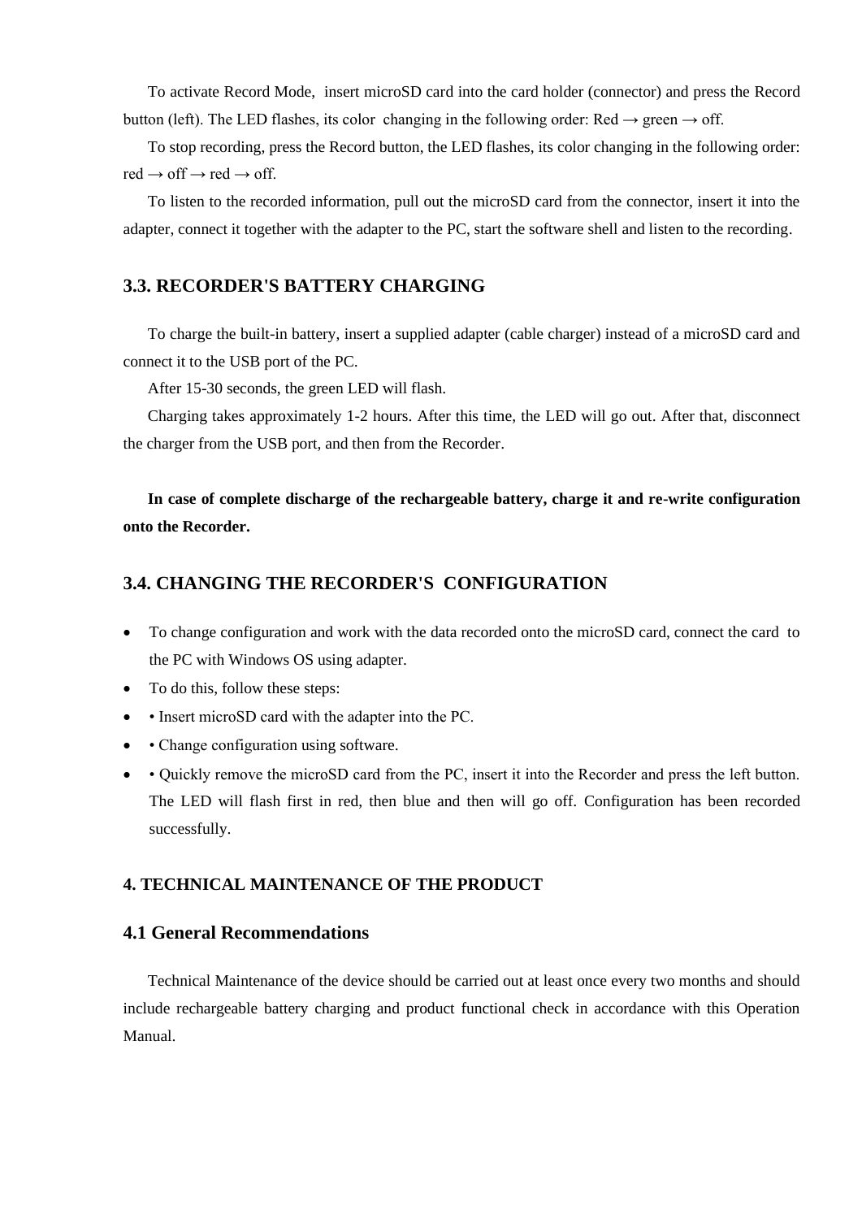To activate Record Mode, insert microSD card into the card holder (connector) and press the Record button (left). The LED flashes, its color changing in the following order: Red → green → off.

To stop recording, press the Record button, the LED flashes, its color changing in the following order: red → off → red → off.

To listen to the recorded information, pull out the microSD card from the connector, insert it into the adapter, connect it together with the adapter to the PC, start the software shell and listen to the recording.

## 3.3. RECORDER'S BATTERY CHARGING

To charge the built-in battery, insert a supplied adapter (cable charger) instead of a microSD card and connect it to the USB port of the PC.

After 15-30 seconds, the green LED will flash.

Charging takes approximately 1-2 hours. After this time, the LED will go out. After that, disconnect the charger from the USB port, and then from the Recorder.

**In case of complete discharge of the rechargeable battery, charge it and re-write configuration onto the Recorder.**

## 3.4. CHANGING THE RECORDER'S CONFIGURATION

- To change configuration and work with the data recorded onto the microSD card, connect the card to the PC with Windows OS using adapter.
- To do this, follow these steps:
- • Insert microSD card with the adapter into the PC.
- • Change configuration using software.
- • Quickly remove the microSD card from the PC, insert it into the Recorder and press the left button. The LED will flash first in red, then blue and then will go off. Configuration has been recorded successfully.

## 4. TECHNICAL MAINTENANCE OF THE PRODUCT

## 4.1 General Recommendations

Technical Maintenance of the device should be carried out at least once every two months and should include rechargeable battery charging and product functional check in accordance with this Operation Manual.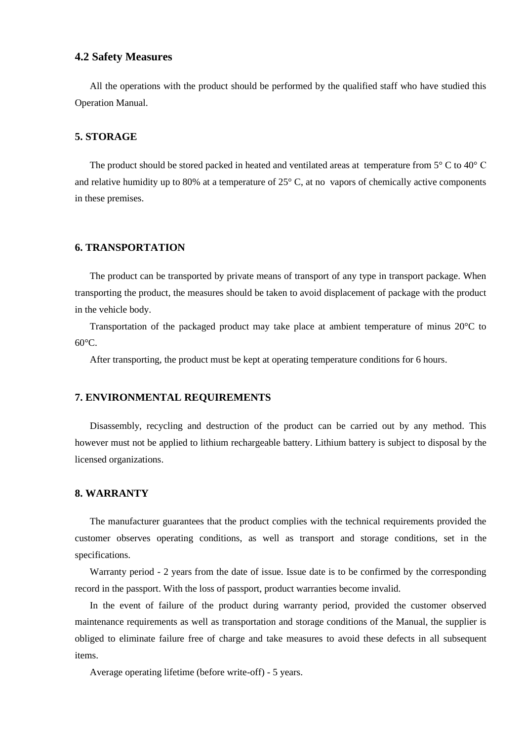### 4.2 Safety Measures

All the operations with the product should be performed by the qualified staff who have studied this Operation Manual.

## 5. STORAGE

The product should be stored packed in heated and ventilated areas at temperature from 5° C to 40° C and relative humidity up to 80% at a temperature of 25° C, at no vapors of chemically active components in these premises.

## 6. TRANSPORTATION

The product can be transported by private means of transport of any type in transport package. When transporting the product, the measures should be taken to avoid displacement of package with the product in the vehicle body.

Transportation of the packaged product may take place at ambient temperature of minus 20°C to 60°C.

After transporting, the product must be kept at operating temperature conditions for 6 hours.

## 7. ENVIRONMENTAL REQUIREMENTS

Disassembly, recycling and destruction of the product can be carried out by any method. This however must not be applied to lithium rechargeable battery. Lithium battery is subject to disposal by the licensed organizations.

## 8. WARRANTY

The manufacturer guarantees that the product complies with the technical requirements provided the customer observes operating conditions, as well as transport and storage conditions, set in the specifications.

Warranty period - 2 years from the date of issue. Issue date is to be confirmed by the corresponding record in the passport. With the loss of passport, product warranties become invalid.

In the event of failure of the product during warranty period, provided the customer observed maintenance requirements as well as transportation and storage conditions of the Manual, the supplier is obliged to eliminate failure free of charge and take measures to avoid these defects in all subsequent items.

Average operating lifetime (before write-off) - 5 years.